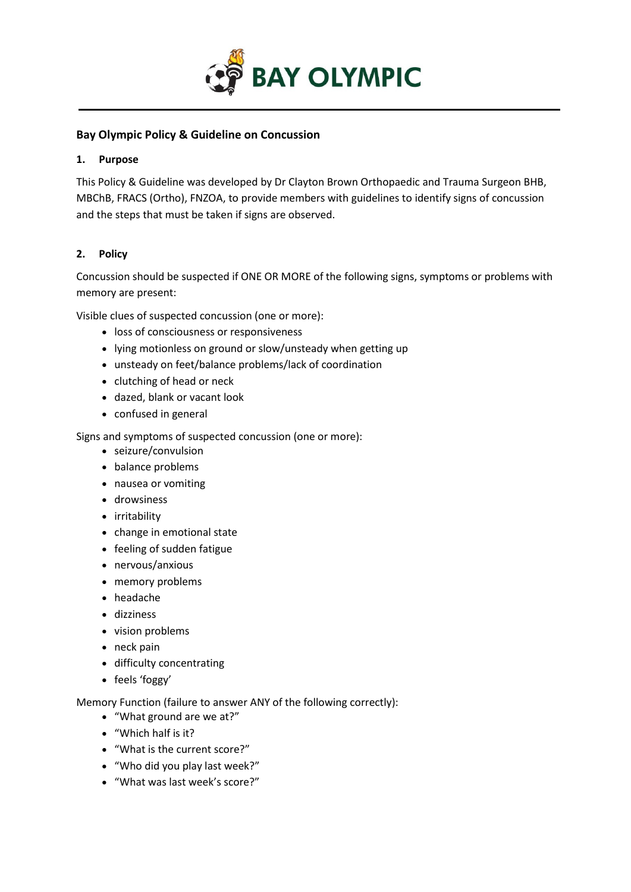BAY OLYMPIC

## Bay Olympic Policy & Guideline on Concussion

### 1. Purpose

This Policy & Guideline was developed by Dr Clayton Brown Orthopaedic and Trauma Surgeon BHB, MBChB, FRACS (Ortho), FNZOA, to provide members with guidelines to identify signs of concussion and the steps that must be taken if signs are observed.

### 2. Policy

Concussion should be suspected if ONE OR MORE of the following signs, symptoms or problems with memory are present:

Visible clues of suspected concussion (one or more):

- loss of consciousness or responsiveness
- lying motionless on ground or slow/unsteady when getting up
- unsteady on feet/balance problems/lack of coordination
- clutching of head or neck
- dazed, blank or vacant look
- confused in general

Signs and symptoms of suspected concussion (one or more):

- seizure/convulsion
- balance problems
- nausea or vomiting
- drowsiness
- irritability
- change in emotional state
- feeling of sudden fatigue
- nervous/anxious
- memory problems
- headache
- dizziness
- vision problems
- neck pain
- difficulty concentrating
- feels 'foggy'

Memory Function (failure to answer ANY of the following correctly):

- "What ground are we at?"
- "Which half is it?
- "What is the current score?"
- "Who did you play last week?"
- "What was last week's score?"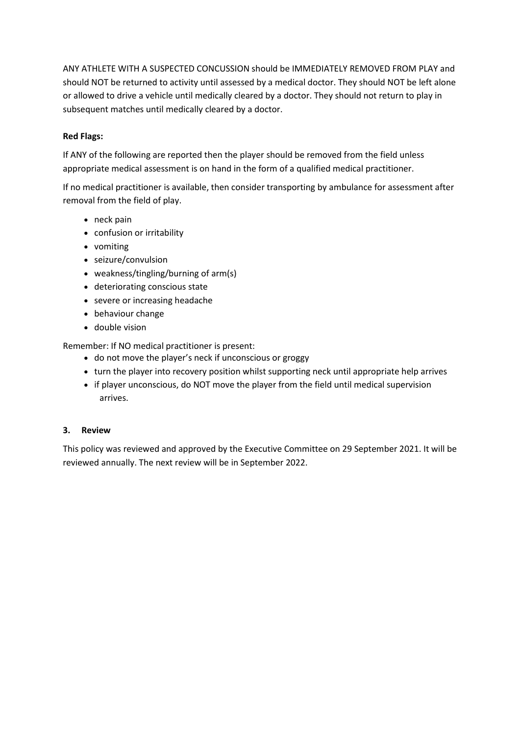ANY ATHLETE WITH A SUSPECTED CONCUSSION should be IMMEDIATELY REMOVED FROM PLAY and should NOT be returned to activity until assessed by a medical doctor. They should NOT be left alone or allowed to drive a vehicle until medically cleared by a doctor. They should not return to play in subsequent matches until medically cleared by a doctor.

**Red Flags:**

If ANY of the following are reported then the player should be removed from the field unless appropriate medical assessment is on hand in the form of a qualified medical practitioner.

If no medical practitioner is available, then consider transporting by ambulance for assessment after removal from the field of play.

- neck pain
- confusion or irritability
- vomiting
- seizure/convulsion
- weakness/tingling/burning of arm(s)
- deteriorating conscious state
- severe or increasing headache
- behaviour change
- double vision

Remember: If NO medical practitioner is present:

- do not move the player's neck if unconscious or groggy
- turn the player into recovery position whilst supporting neck until appropriate help arrives
- if player unconscious, do NOT move the player from the field until medical supervision arrives.

### 3. Review

This policy was reviewed and approved by the Executive Committee on 29 September 2021. It will be reviewed annually. The next review will be in September 2022.